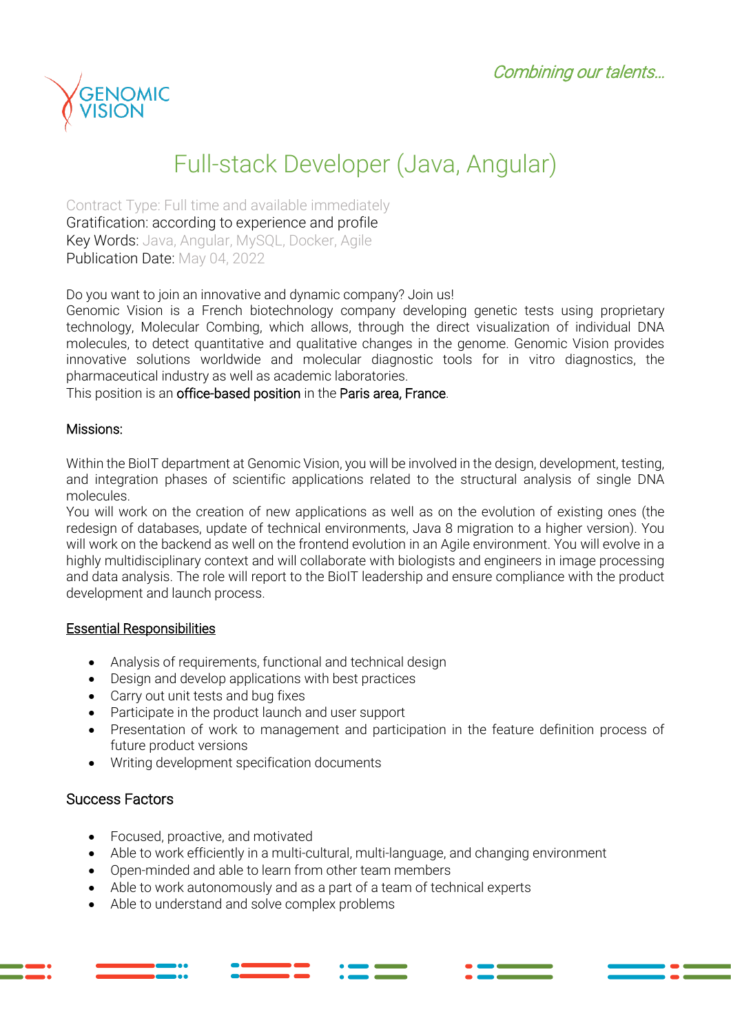*Combining our talents...*

GENOMIC VISION

# Full-stack Developer (Java, Angular)

Contract Type: Full time and available immediately
Gratification: according to experience and profile
Key Words: Java, Angular, MySQL, Docker, Agile
Publication Date: May 04, 2022

Do you want to join an innovative and dynamic company? Join us!
Genomic Vision is a French biotechnology company developing genetic tests using proprietary technology, Molecular Combing, which allows, through the direct visualization of individual DNA molecules, to detect quantitative and qualitative changes in the genome. Genomic Vision provides innovative solutions worldwide and molecular diagnostic tools for in vitro diagnostics, the pharmaceutical industry as well as academic laboratories.
This position is an office-based position in the Paris area, France.

## Missions:

Within the BioIT department at Genomic Vision, you will be involved in the design, development, testing, and integration phases of scientific applications related to the structural analysis of single DNA molecules.
You will work on the creation of new applications as well as on the evolution of existing ones (the redesign of databases, update of technical environments, Java 8 migration to a higher version). You will work on the backend as well as on the frontend evolution in an Agile environment. You will evolve in a highly multidisciplinary context and will collaborate with biologists and engineers in image processing and data analysis. The role will report to the BioIT leadership and ensure compliance with the product development and launch process.

## Essential Responsibilities

- Analysis of requirements, functional and technical design
- Design and develop applications with best practices
- Carry out unit tests and bug fixes
- Participate in the product launch and user support
- Presentation of work to management and participation in the feature definition process of future product versions
- Writing development specification documents

## Success Factors

- Focused, proactive, and motivated
- Able to work efficiently in a multi-cultural, multi-language, and changing environment
- Open-minded and able to learn from other team members
- Able to work autonomously and as a part of a team of technical experts
- Able to understand and solve complex problems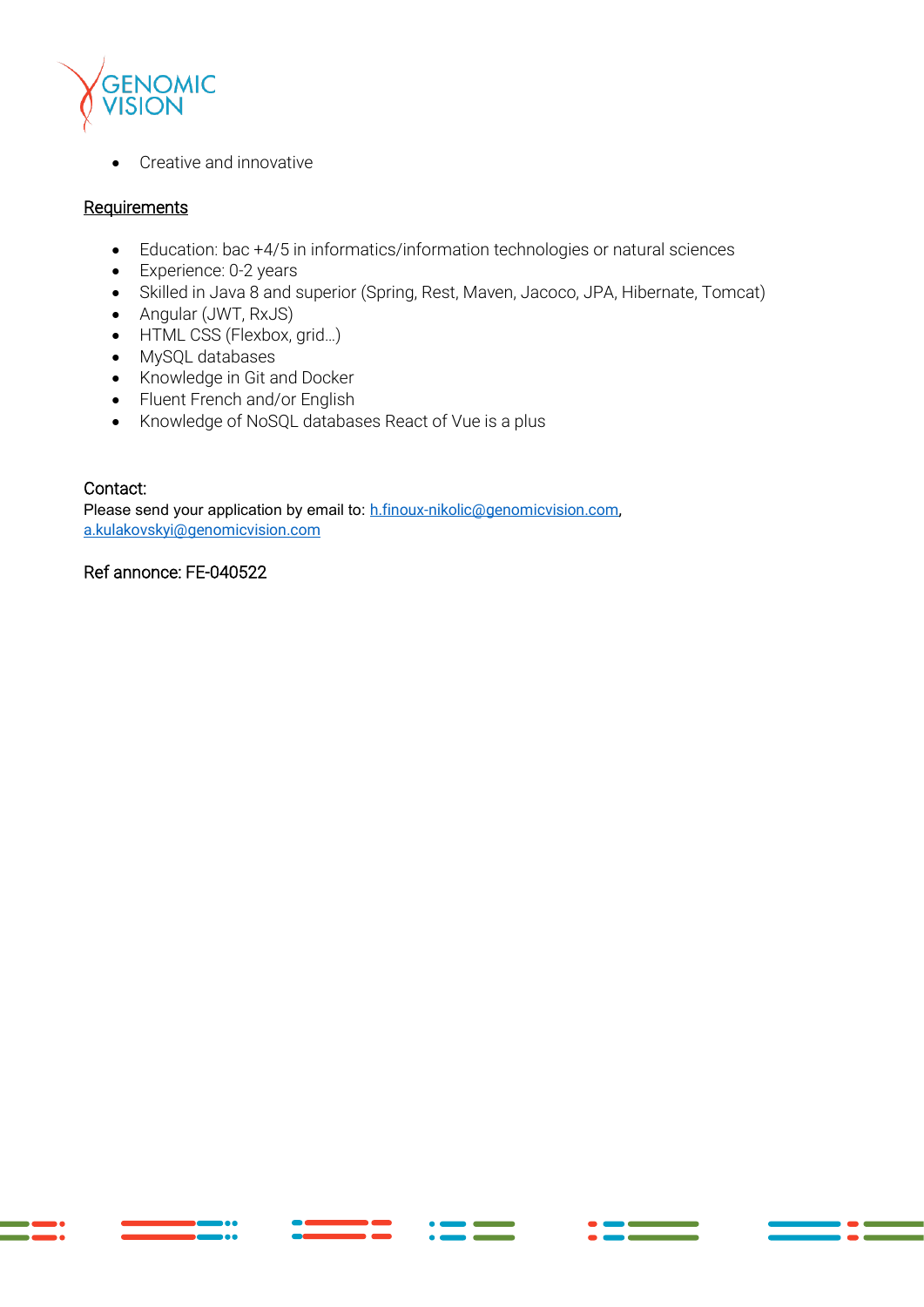- Creative and innovative

## Requirements

- Education: bac +4/5 in informatics/information technologies or natural sciences
- Experience: 0-2 years
- Skilled in Java 8 and superior (Spring, Rest, Maven, Jacoco, JPA, Hibernate, Tomcat)
- Angular (JWT, RxJS)
- HTML CSS (Flexbox, grid…)
- MySQL databases
- Knowledge in Git and Docker
- Fluent French and/or English
- Knowledge of NoSQL databases React of Vue is a plus

Contact:
Please send your application by email to: h.finoux-nikolic@genomicvision.com, a.kulakovskyi@genomicvision.com

Ref annonce: FE-040522